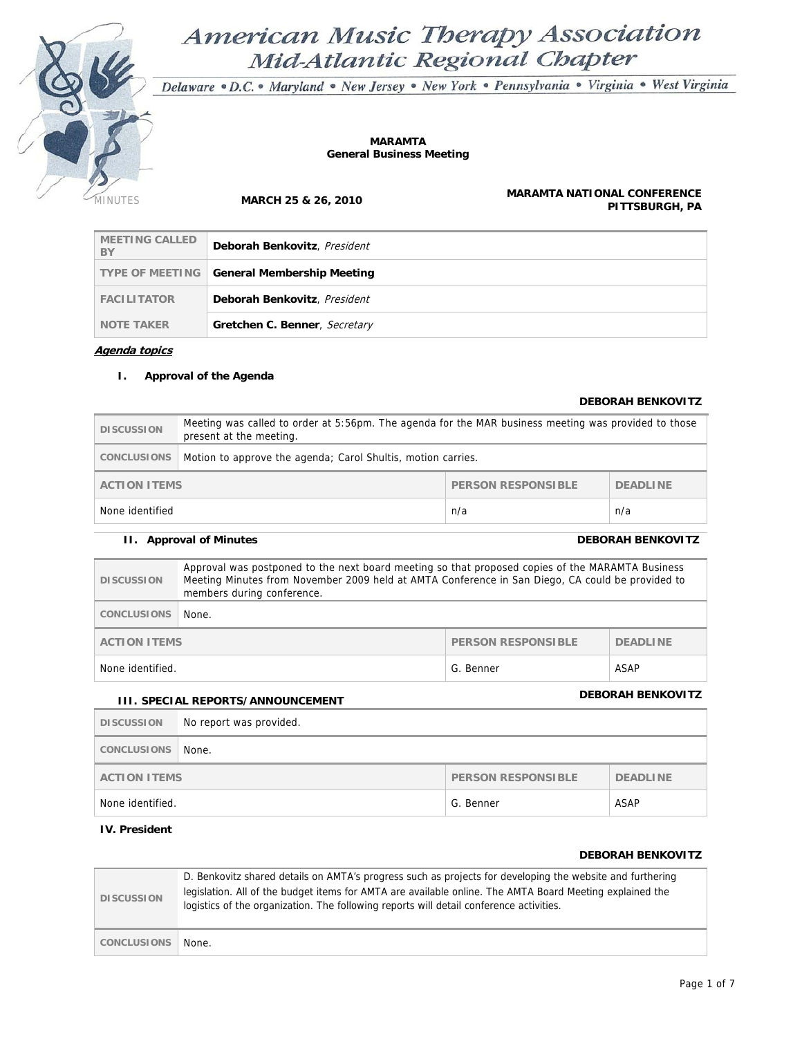# American Music Therapy Association
## Mid-Atlantic Regional Chapter

*Delaware • D.C. • Maryland • New Jersey • New York • Pennsylvania • Virginia • West Virginia*

**MARAMTA**
**General Business Meeting**

MINUTES **MARCH 25 & 26, 2010** **MARAMTA NATIONAL CONFERENCE PITTSBURGH, PA**

| | |
|---|---|
| MEETING CALLED BY | **Deborah Benkovitz**, *President* |
| TYPE OF MEETING | **General Membership Meeting** |
| FACILITATOR | **Deborah Benkovitz**, *President* |
| NOTE TAKER | **Gretchen C. Benner**, *Secretary* |

***Agenda topics***

### I. Approval of the Agenda

**DEBORAH BENKOVITZ**

| | |
|---|---|
| DISCUSSION | Meeting was called to order at 5:56pm. The agenda for the MAR business meeting was provided to those present at the meeting. |
| CONCLUSIONS | Motion to approve the agenda; Carol Shultis, motion carries. |

| ACTION ITEMS | PERSON RESPONSIBLE | DEADLINE |
|---|---|---|
| None identified | n/a | n/a |

### II. Approval of Minutes

**DEBORAH BENKOVITZ**

| | |
|---|---|
| DISCUSSION | Approval was postponed to the next board meeting so that proposed copies of the MARAMTA Business Meeting Minutes from November 2009 held at AMTA Conference in San Diego, CA could be provided to members during conference. |
| CONCLUSIONS | None. |

| ACTION ITEMS | PERSON RESPONSIBLE | DEADLINE |
|---|---|---|
| None identified. | G. Benner | ASAP |

### III. SPECIAL REPORTS/ANNOUNCEMENT

**DEBORAH BENKOVITZ**

| | |
|---|---|
| DISCUSSION | No report was provided. |
| CONCLUSIONS | None. |

| ACTION ITEMS | PERSON RESPONSIBLE | DEADLINE |
|---|---|---|
| None identified. | G. Benner | ASAP |

### IV. President

**DEBORAH BENKOVITZ**

| | |
|---|---|
| DISCUSSION | D. Benkovitz shared details on AMTA's progress such as projects for developing the website and furthering legislation. All of the budget items for AMTA are available online. The AMTA Board Meeting explained the logistics of the organization. The following reports will detail conference activities. |
| CONCLUSIONS | None. |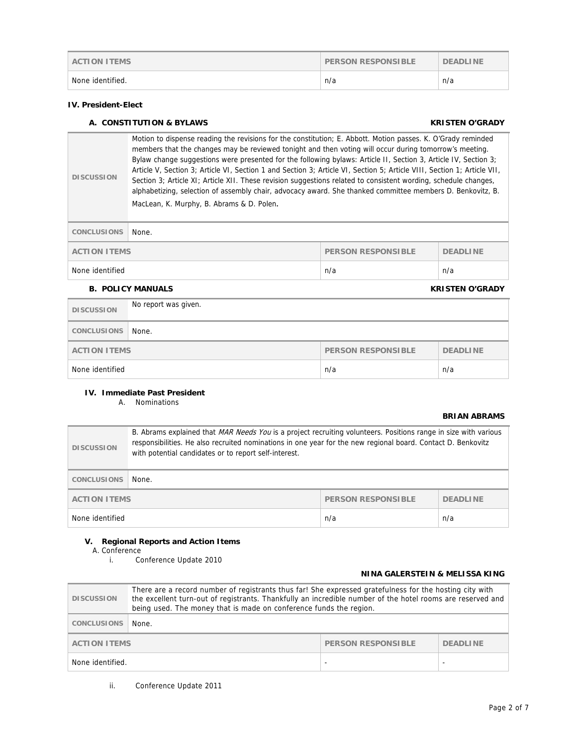| ACTION ITEMS | PERSON RESPONSIBLE | DEADLINE |
|---|---|---|
| None identified. | n/a | n/a |

**IV. President-Elect**

**A. CONSTITUTION & BYLAWS** **KRISTEN O'GRADY**

| | |
|---|---|
| DISCUSSION | Motion to dispense reading the revisions for the constitution; E. Abbott. Motion passes. K. O'Grady reminded members that the changes may be reviewed tonight and then voting will occur during tomorrow's meeting. Bylaw change suggestions were presented for the following bylaws: Article II, Section 3, Article IV, Section 3; Article V, Section 3; Article VI, Section 1 and Section 3; Article VI, Section 5; Article VIII, Section 1; Article VII, Section 3; Article XI; Article XII. These revision suggestions related to consistent wording, schedule changes, alphabetizing, selection of assembly chair, advocacy award. She thanked committee members D. Benkovitz, B. MacLean, K. Murphy, B. Abrams & D. Polen. |
| CONCLUSIONS | None. |

| ACTION ITEMS | PERSON RESPONSIBLE | DEADLINE |
|---|---|---|
| None identified | n/a | n/a |

**B. POLICY MANUALS** **KRISTEN O'GRADY**

| | |
|---|---|
| DISCUSSION | No report was given. |
| CONCLUSIONS | None. |

| ACTION ITEMS | PERSON RESPONSIBLE | DEADLINE |
|---|---|---|
| None identified | n/a | n/a |

**IV. Immediate Past President**

A. Nominations

**BRIAN ABRAMS**

| | |
|---|---|
| DISCUSSION | B. Abrams explained that *MAR Needs You* is a project recruiting volunteers. Positions range in size with various responsibilities. He also recruited nominations in one year for the new regional board. Contact D. Benkovitz with potential candidates or to report self-interest. |
| CONCLUSIONS | None. |

| ACTION ITEMS | PERSON RESPONSIBLE | DEADLINE |
|---|---|---|
| None identified | n/a | n/a |

**V. Regional Reports and Action Items**

A. Conference

i. Conference Update 2010

**NINA GALERSTEIN & MELISSA KING**

| | |
|---|---|
| DISCUSSION | There are a record number of registrants thus far! She expressed gratefulness for the hosting city with the excellent turn-out of registrants. Thankfully an incredible number of the hotel rooms are reserved and being used. The money that is made on conference funds the region. |
| CONCLUSIONS | None. |

| ACTION ITEMS | PERSON RESPONSIBLE | DEADLINE |
|---|---|---|
| None identified. | - | - |

ii. Conference Update 2011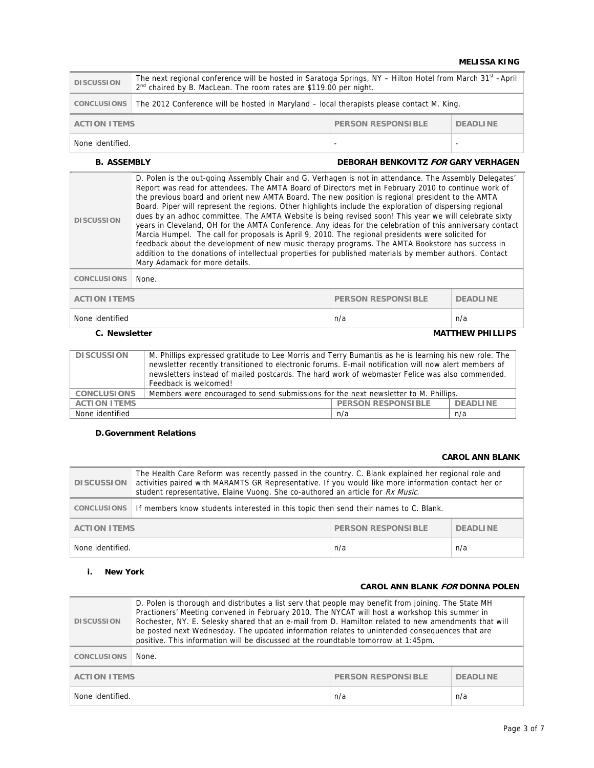**MELISSA KING**

| DISCUSSION | The next regional conference will be hosted in Saratoga Springs, NY – Hilton Hotel from March 31st – April 2nd chaired by B. MacLean. The room rates are $119.00 per night. | |
|---|---|---|
| CONCLUSIONS | The 2012 Conference will be hosted in Maryland – local therapists please contact M. King. | |
| **ACTION ITEMS** | **PERSON RESPONSIBLE** | **DEADLINE** |
| None identified. | - | - |

### B. ASSEMBLY

**DEBORAH BENKOVITZ *FOR* GARY VERHAGEN**

| DISCUSSION | D. Polen is the out-going Assembly Chair and G. Verhagen is not in attendance. The Assembly Delegates' Report was read for attendees. The AMTA Board of Directors met in February 2010 to continue work of the previous board and orient new AMTA Board. The new position is regional president to the AMTA Board. Piper will represent the regions. Other highlights include the exploration of dispersing regional dues by an adhoc committee. The AMTA Website is being revised soon! This year we will celebrate sixty years in Cleveland, OH for the AMTA Conference. Any ideas for the celebration of this anniversary contact Marcia Humpel. The call for proposals is April 9, 2010. The regional presidents were solicited for feedback about the development of new music therapy programs. The AMTA Bookstore has success in addition to the donations of intellectual properties for published materials by member authors. Contact Mary Adamack for more details. | |
|---|---|---|
| CONCLUSIONS | None. | |
| **ACTION ITEMS** | **PERSON RESPONSIBLE** | **DEADLINE** |
| None identified | n/a | n/a |

### C. Newsletter

**MATTHEW PHILLIPS**

| DISCUSSION | M. Phillips expressed gratitude to Lee Morris and Terry Bumantis as he is learning his new role. The newsletter recently transitioned to electronic forums. E-mail notification will now alert members of newsletters instead of mailed postcards. The hard work of webmaster Felice was also commended. Feedback is welcomed! | |
|---|---|---|
| CONCLUSIONS | Members were encouraged to send submissions for the next newsletter to M. Phillips. | |
| **ACTION ITEMS** | **PERSON RESPONSIBLE** | **DEADLINE** |
| None identified | n/a | n/a |

### D. Government Relations

**CAROL ANN BLANK**

| DISCUSSION | The Health Care Reform was recently passed in the country. C. Blank explained her regional role and activities paired with MARAMTS GR Representative. If you would like more information contact her or student representative, Elaine Vuong. She co-authored an article for *Rx Music*. | |
|---|---|---|
| CONCLUSIONS | If members know students interested in this topic then send their names to C. Blank. | |
| **ACTION ITEMS** | **PERSON RESPONSIBLE** | **DEADLINE** |
| None identified. | n/a | n/a |

#### i. New York

**CAROL ANN BLANK *FOR* DONNA POLEN**

| DISCUSSION | D. Polen is thorough and distributes a list serv that people may benefit from joining. The State MH Practioners' Meeting convened in February 2010. The NYCAT will host a workshop this summer in Rochester, NY. E. Selesky shared that an e-mail from D. Hamilton related to new amendments that will be posted next Wednesday. The updated information relates to unintended consequences that are positive. This information will be discussed at the roundtable tomorrow at 1:45pm. | |
|---|---|---|
| CONCLUSIONS | None. | |
| **ACTION ITEMS** | **PERSON RESPONSIBLE** | **DEADLINE** |
| None identified. | n/a | n/a |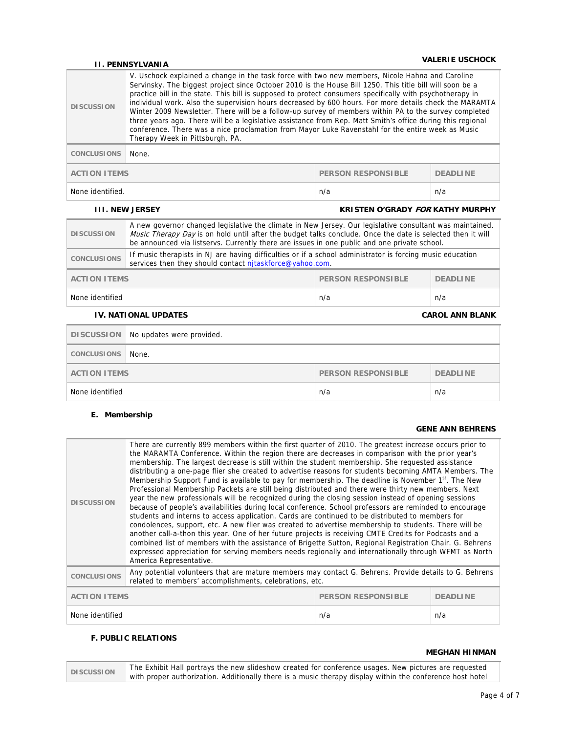### II. PENNSYLVANIA

**VALERIE USCHOCK**

| | |
|---|---|
| **DISCUSSION** | V. Uschock explained a change in the task force with two new members, Nicole Hahna and Caroline Servinsky. The biggest project since October 2010 is the House Bill 1250. This title bill will soon be a practice bill in the state. This bill is supposed to protect consumers specifically with psychotherapy in individual work. Also the supervision hours decreased by 600 hours. For more details check the MARAMTA Winter 2009 Newsletter. There will be a follow-up survey of members within PA to the survey completed three years ago. There will be a legislative assistance from Rep. Matt Smith's office during this regional conference. There was a nice proclamation from Mayor Luke Ravenstahl for the entire week as Music Therapy Week in Pittsburgh, PA. |
| **CONCLUSIONS** | None. |

| ACTION ITEMS | PERSON RESPONSIBLE | DEADLINE |
|---|---|---|
| None identified. | n/a | n/a |

### III. NEW JERSEY

**KRISTEN O'GRADY *FOR* KATHY MURPHY**

| | |
|---|---|
| **DISCUSSION** | A new governor changed legislative the climate in New Jersey. Our legislative consultant was maintained. *Music Therapy Day* is on hold until after the budget talks conclude. Once the date is selected then it will be announced via listservs. Currently there are issues in one public and one private school. |
| **CONCLUSIONS** | If music therapists in NJ are having difficulties or if a school administrator is forcing music education services then they should contact njtaskforce@yahoo.com. |

| ACTION ITEMS | PERSON RESPONSIBLE | DEADLINE |
|---|---|---|
| None identified | n/a | n/a |

### IV. NATIONAL UPDATES

**CAROL ANN BLANK**

| | |
|---|---|
| **DISCUSSION** | No updates were provided. |
| **CONCLUSIONS** | None. |

| ACTION ITEMS | PERSON RESPONSIBLE | DEADLINE |
|---|---|---|
| None identified | n/a | n/a |

## E. Membership

**GENE ANN BEHRENS**

| | |
|---|---|
| **DISCUSSION** | There are currently 899 members within the first quarter of 2010. The greatest increase occurs prior to the MARAMTA Conference. Within the region there are decreases in comparison with the prior year's membership. The largest decrease is still within the student membership. She requested assistance distributing a one-page flier she created to advertise reasons for students becoming AMTA Members. The Membership Support Fund is available to pay for membership. The deadline is November 1st. The New Professional Membership Packets are still being distributed and there were thirty new members. Next year the new professionals will be recognized during the closing session instead of opening sessions because of people's availabilities during local conference. School professors are reminded to encourage students and interns to access application. Cards are continued to be distributed to members for condolences, support, etc. A new flier was created to advertise membership to students. There will be another call-a-thon this year. One of her future projects is receiving CMTE Credits for Podcasts and a combined list of members with the assistance of Brigette Sutton, Regional Registration Chair. G. Behrens expressed appreciation for serving members needs regionally and internationally through WFMT as North America Representative. |
| **CONCLUSIONS** | Any potential volunteers that are mature members may contact G. Behrens. Provide details to G. Behrens related to members' accomplishments, celebrations, etc. |

| ACTION ITEMS | PERSON RESPONSIBLE | DEADLINE |
|---|---|---|
| None identified | n/a | n/a |

## F. PUBLIC RELATIONS

**MEGHAN HINMAN**

| | |
|---|---|
| **DISCUSSION** | The Exhibit Hall portrays the new slideshow created for conference usages. New pictures are requested with proper authorization. Additionally there is a music therapy display within the conference host hotel |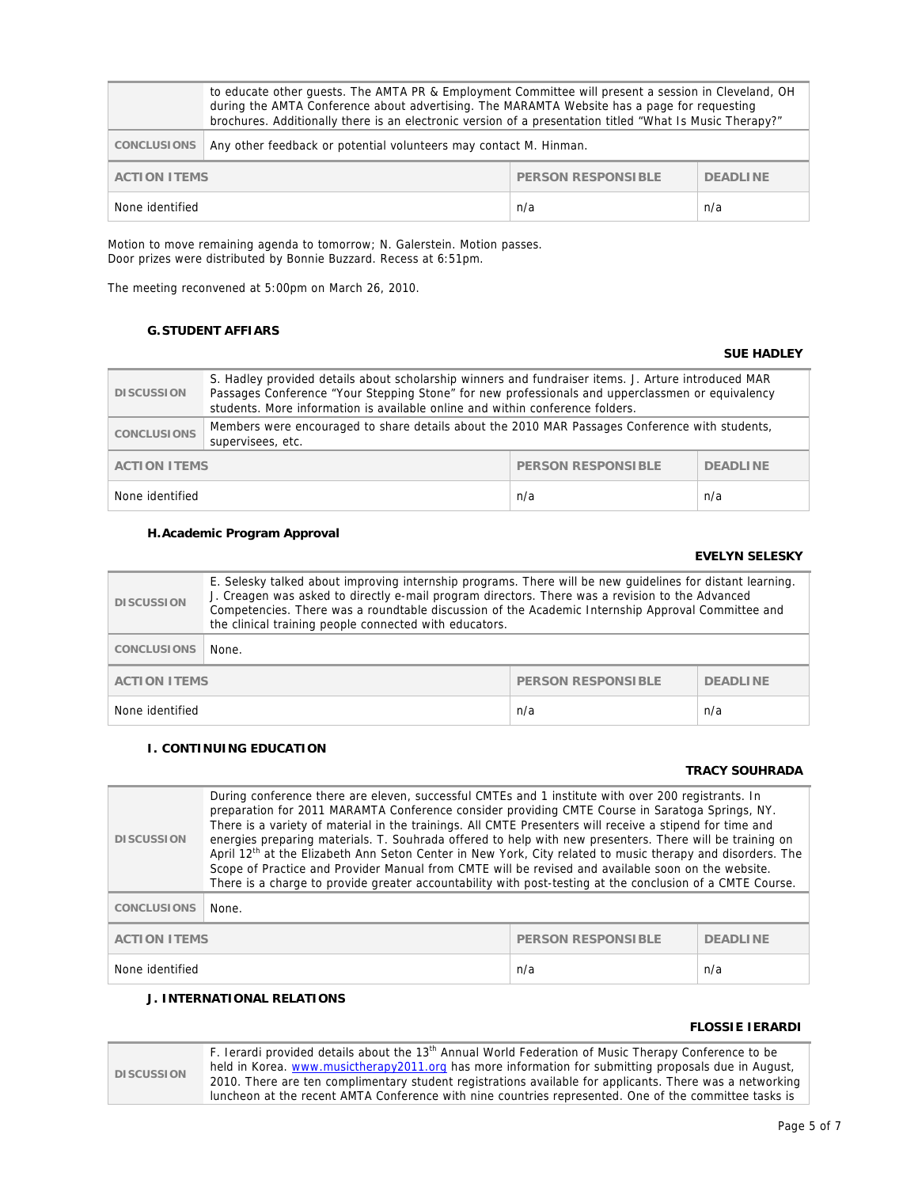| | |
|---|---|
| | to educate other guests. The AMTA PR & Employment Committee will present a session in Cleveland, OH during the AMTA Conference about advertising. The MARAMTA Website has a page for requesting brochures. Additionally there is an electronic version of a presentation titled "What Is Music Therapy?" |
| CONCLUSIONS | Any other feedback or potential volunteers may contact M. Hinman. |

| ACTION ITEMS | PERSON RESPONSIBLE | DEADLINE |
|---|---|---|
| None identified | n/a | n/a |

Motion to move remaining agenda to tomorrow; N. Galerstein. Motion passes.
Door prizes were distributed by Bonnie Buzzard. Recess at 6:51pm.

The meeting reconvened at 5:00pm on March 26, 2010.

### G. STUDENT AFFIARS

**SUE HADLEY**

| | |
|---|---|
| DISCUSSION | S. Hadley provided details about scholarship winners and fundraiser items. J. Arture introduced MAR Passages Conference "Your Stepping Stone" for new professionals and upperclassmen or equivalency students. More information is available online and within conference folders. |
| CONCLUSIONS | Members were encouraged to share details about the 2010 MAR Passages Conference with students, supervisees, etc. |

| ACTION ITEMS | PERSON RESPONSIBLE | DEADLINE |
|---|---|---|
| None identified | n/a | n/a |

### H. Academic Program Approval

**EVELYN SELESKY**

| | |
|---|---|
| DISCUSSION | E. Selesky talked about improving internship programs. There will be new guidelines for distant learning. J. Creagen was asked to directly e-mail program directors. There was a revision to the Advanced Competencies. There was a roundtable discussion of the Academic Internship Approval Committee and the clinical training people connected with educators. |
| CONCLUSIONS | None. |

| ACTION ITEMS | PERSON RESPONSIBLE | DEADLINE |
|---|---|---|
| None identified | n/a | n/a |

### I. CONTINUING EDUCATION

**TRACY SOUHRADA**

| | |
|---|---|
| DISCUSSION | During conference there are eleven, successful CMTEs and 1 institute with over 200 registrants. In preparation for 2011 MARAMTA Conference consider providing CMTE Course in Saratoga Springs, NY. There is a variety of material in the trainings. All CMTE Presenters will receive a stipend for time and energies preparing materials. T. Souhrada offered to help with new presenters. There will be training on April 12th at the Elizabeth Ann Seton Center in New York, City related to music therapy and disorders. The Scope of Practice and Provider Manual from CMTE will be revised and available soon on the website. There is a charge to provide greater accountability with post-testing at the conclusion of a CMTE Course. |
| CONCLUSIONS | None. |

| ACTION ITEMS | PERSON RESPONSIBLE | DEADLINE |
|---|---|---|
| None identified | n/a | n/a |

### J. INTERNATIONAL RELATIONS

**FLOSSIE IERARDI**

| | |
|---|---|
| DISCUSSION | F. Ierardi provided details about the 13th Annual World Federation of Music Therapy Conference to be held in Korea. www.musictherapy2011.org has more information for submitting proposals due in August, 2010. There are ten complimentary student registrations available for applicants. There was a networking luncheon at the recent AMTA Conference with nine countries represented. One of the committee tasks is |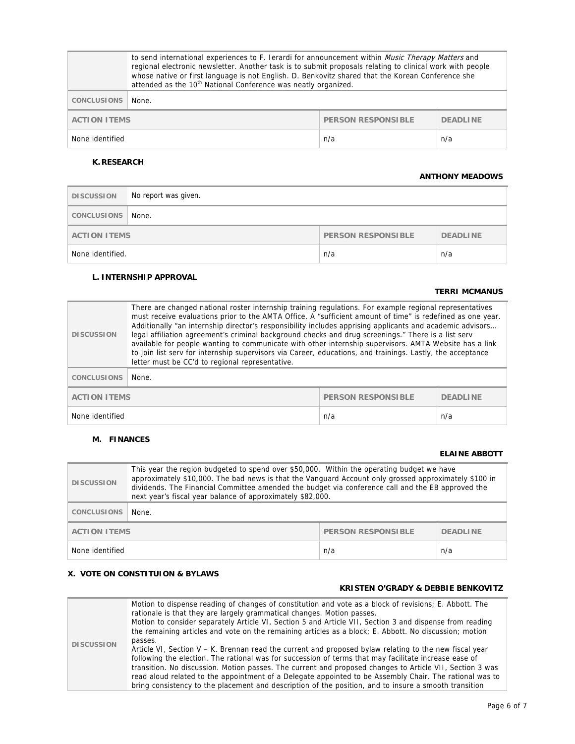| | to send international experiences to F. Ierardi for announcement within *Music Therapy Matters* and regional electronic newsletter. Another task is to submit proposals relating to clinical work with people whose native or first language is not English. D. Benkovitz shared that the Korean Conference she attended as the 10th National Conference was neatly organized. | |
|---|---|---|
| **CONCLUSIONS** | None. | |
| **ACTION ITEMS** | **PERSON RESPONSIBLE** | **DEADLINE** |
| None identified | n/a | n/a |

#### K. RESEARCH

**ANTHONY MEADOWS**

| **DISCUSSION** | No report was given. | |
|---|---|---|
| **CONCLUSIONS** | None. | |
| **ACTION ITEMS** | **PERSON RESPONSIBLE** | **DEADLINE** |
| None identified. | n/a | n/a |

#### L. INTERNSHIP APPROVAL

**TERRI MCMANUS**

| **DISCUSSION** | There are changed national roster internship training regulations. For example regional representatives must receive evaluations prior to the AMTA Office. A "sufficient amount of time" is redefined as one year. Additionally "an internship director's responsibility includes apprising applicants and academic advisors… legal affiliation agreement's criminal background checks and drug screenings." There is a list serv available for people wanting to communicate with other internship supervisors. AMTA Website has a link to join list serv for internship supervisors via Career, educations, and trainings. Lastly, the acceptance letter must be CC'd to regional representative. | |
|---|---|---|
| **CONCLUSIONS** | None. | |
| **ACTION ITEMS** | **PERSON RESPONSIBLE** | **DEADLINE** |
| None identified | n/a | n/a |

#### M. FINANCES

**ELAINE ABBOTT**

| **DISCUSSION** | This year the region budgeted to spend over $50,000. Within the operating budget we have approximately $10,000. The bad news is that the Vanguard Account only grossed approximately $100 in dividends. The Financial Committee amended the budget via conference call and the EB approved the next year's fiscal year balance of approximately $82,000. | |
|---|---|---|
| **CONCLUSIONS** | None. | |
| **ACTION ITEMS** | **PERSON RESPONSIBLE** | **DEADLINE** |
| None identified | n/a | n/a |

### X. VOTE ON CONSTITUION & BYLAWS

**KRISTEN O'GRADY & DEBBIE BENKOVITZ**

| **DISCUSSION** | Motion to dispense reading of changes of constitution and vote as a block of revisions; E. Abbott. The rationale is that they are largely grammatical changes. Motion passes. Motion to consider separately Article VI, Section 5 and Article VII, Section 3 and dispense from reading the remaining articles and vote on the remaining articles as a block; E. Abbott. No discussion; motion passes. Article VI, Section V – K. Brennan read the current and proposed bylaw relating to the new fiscal year following the election. The rational was for succession of terms that may facilitate increase ease of transition. No discussion. Motion passes. The current and proposed changes to Article VII, Section 3 was read aloud related to the appointment of a Delegate appointed to be Assembly Chair. The rational was to bring consistency to the placement and description of the position, and to insure a smooth transition |
|---|---|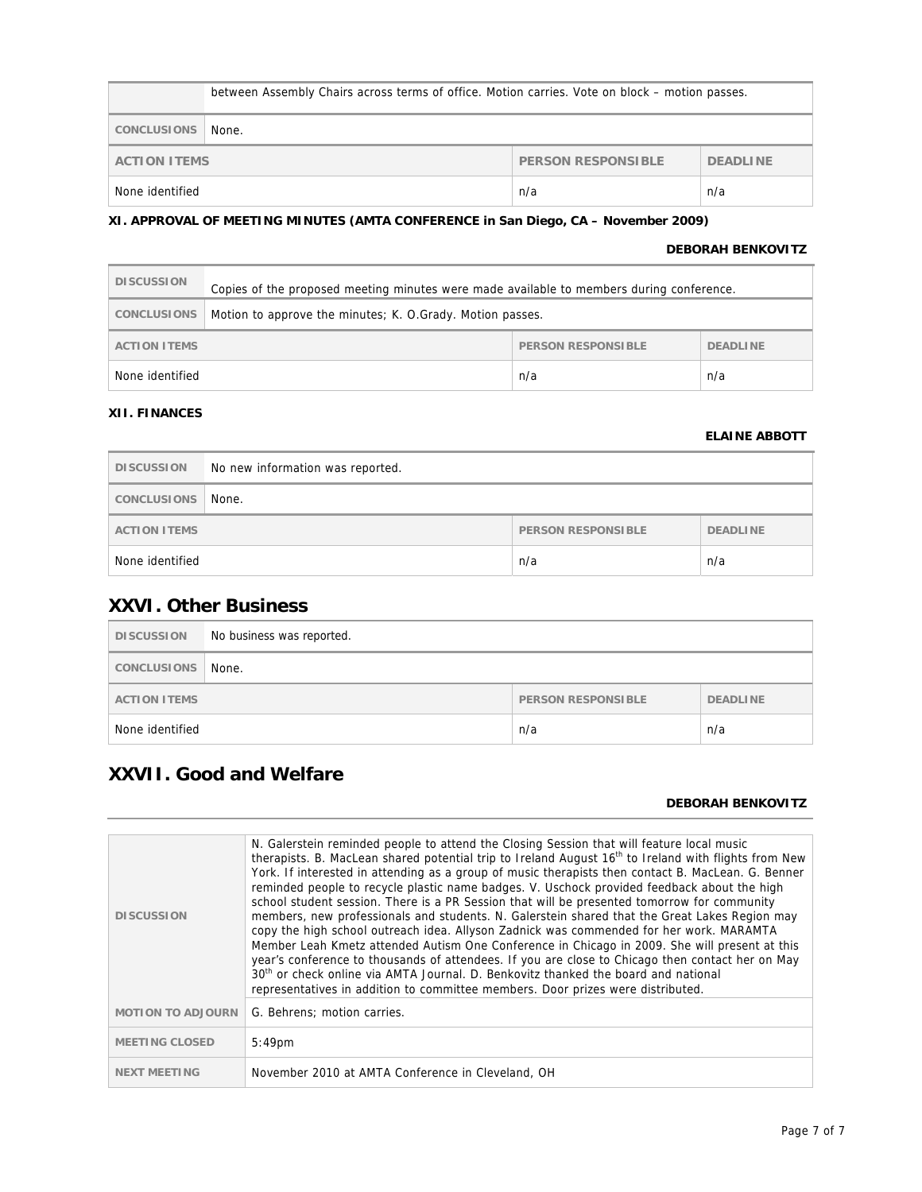| | |
|---|---|
| | between Assembly Chairs across terms of office. Motion carries. Vote on block – motion passes. |
| CONCLUSIONS | None. |

| ACTION ITEMS | PERSON RESPONSIBLE | DEADLINE |
|---|---|---|
| None identified | n/a | n/a |

**XI. APPROVAL OF MEETING MINUTES (AMTA CONFERENCE in San Diego, CA – November 2009)**

**DEBORAH BENKOVITZ**

| | |
|---|---|
| DISCUSSION | Copies of the proposed meeting minutes were made available to members during conference. |
| CONCLUSIONS | Motion to approve the minutes; K. O.Grady. Motion passes. |

| ACTION ITEMS | PERSON RESPONSIBLE | DEADLINE |
|---|---|---|
| None identified | n/a | n/a |

**XII. FINANCES**

**ELAINE ABBOTT**

| | |
|---|---|
| DISCUSSION | No new information was reported. |
| CONCLUSIONS | None. |

| ACTION ITEMS | PERSON RESPONSIBLE | DEADLINE |
|---|---|---|
| None identified | n/a | n/a |

## XXVI. Other Business

| | |
|---|---|
| DISCUSSION | No business was reported. |
| CONCLUSIONS | None. |

| ACTION ITEMS | PERSON RESPONSIBLE | DEADLINE |
|---|---|---|
| None identified | n/a | n/a |

## XXVII. Good and Welfare

**DEBORAH BENKOVITZ**

| | |
|---|---|
| DISCUSSION | N. Galerstein reminded people to attend the Closing Session that will feature local music therapists. B. MacLean shared potential trip to Ireland August 16th to Ireland with flights from New York. If interested in attending as a group of music therapists then contact B. MacLean. G. Benner reminded people to recycle plastic name badges. V. Uschock provided feedback about the high school student session. There is a PR Session that will be presented tomorrow for community members, new professionals and students. N. Galerstein shared that the Great Lakes Region may copy the high school outreach idea. Allyson Zadnick was commended for her work. MARAMTA Member Leah Kmetz attended Autism One Conference in Chicago in 2009. She will present at this year's conference to thousands of attendees. If you are close to Chicago then contact her on May 30th or check online via AMTA Journal. D. Benkovitz thanked the board and national representatives in addition to committee members. Door prizes were distributed. |
| MOTION TO ADJOURN | G. Behrens; motion carries. |
| MEETING CLOSED | 5:49pm |
| NEXT MEETING | November 2010 at AMTA Conference in Cleveland, OH |